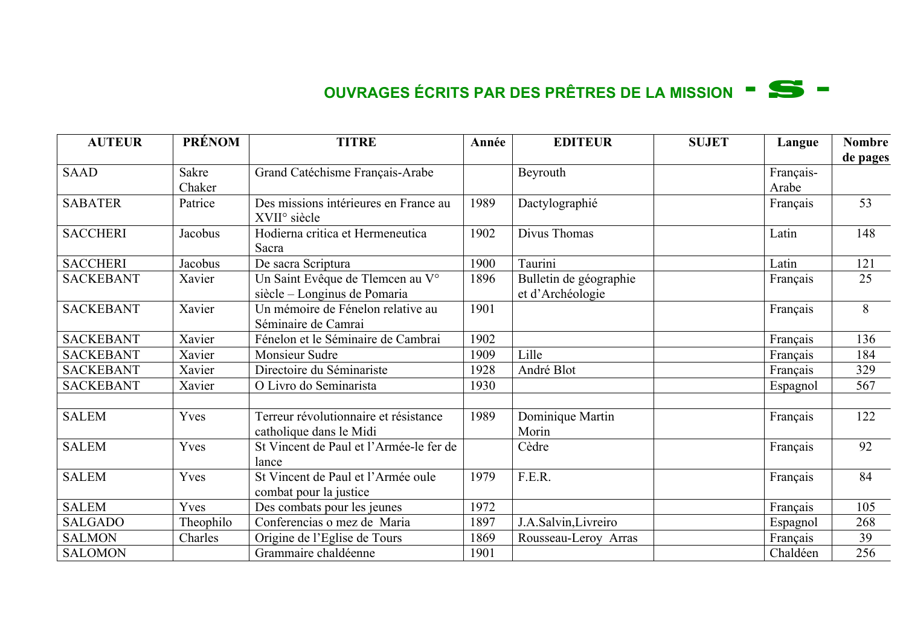# OUVRAGES ÉCRITS PAR DES PRÊTRES DE LA MISSION - S -

| AUTEUR | PRÉNOM | TITRE | Année | EDITEUR | SUJET | Langue | Nombre de pages |
|---|---|---|---|---|---|---|---|
| SAAD | Sakre Chaker | Grand Catéchisme Français-Arabe | | Beyrouth | | Français-Arabe | |
| SABATER | Patrice | Des missions intérieures en France au XVII° siècle | 1989 | Dactylographié | | Français | 53 |
| SACCHERI | Jacobus | Hodierna critica et Hermeneutica Sacra | 1902 | Divus Thomas | | Latin | 148 |
| SACCHERI | Jacobus | De sacra Scriptura | 1900 | Taurini | | Latin | 121 |
| SACKEBANT | Xavier | Un Saint Evêque de Tlemcen au V° siècle – Longinus de Pomaria | 1896 | Bulletin de géographie et d'Archéologie | | Français | 25 |
| SACKEBANT | Xavier | Un mémoire de Fénelon relative au Séminaire de Camrai | 1901 | | | Français | 8 |
| SACKEBANT | Xavier | Fénelon et le Séminaire de Cambrai | 1902 | | | Français | 136 |
| SACKEBANT | Xavier | Monsieur Sudre | 1909 | Lille | | Français | 184 |
| SACKEBANT | Xavier | Directoire du Séminariste | 1928 | André Blot | | Français | 329 |
| SACKEBANT | Xavier | O Livro do Seminarista | 1930 | | | Espagnol | 567 |
| | | | | | | | |
| SALEM | Yves | Terreur révolutionnaire et résistance catholique dans le Midi | 1989 | Dominique Martin Morin | | Français | 122 |
| SALEM | Yves | St Vincent de Paul et l'Armée-le fer de lance | | Cèdre | | Français | 92 |
| SALEM | Yves | St Vincent de Paul et l'Armée oule combat pour la justice | 1979 | F.E.R. | | Français | 84 |
| SALEM | Yves | Des combats pour les jeunes | 1972 | | | Français | 105 |
| SALGADO | Theophilo | Conferencias o mez de Maria | 1897 | J.A.Salvin,Livreiro | | Espagnol | 268 |
| SALMON | Charles | Origine de l'Eglise de Tours | 1869 | Rousseau-Leroy Arras | | Français | 39 |
| SALOMON | | Grammaire chaldéenne | 1901 | | | Chaldéen | 256 |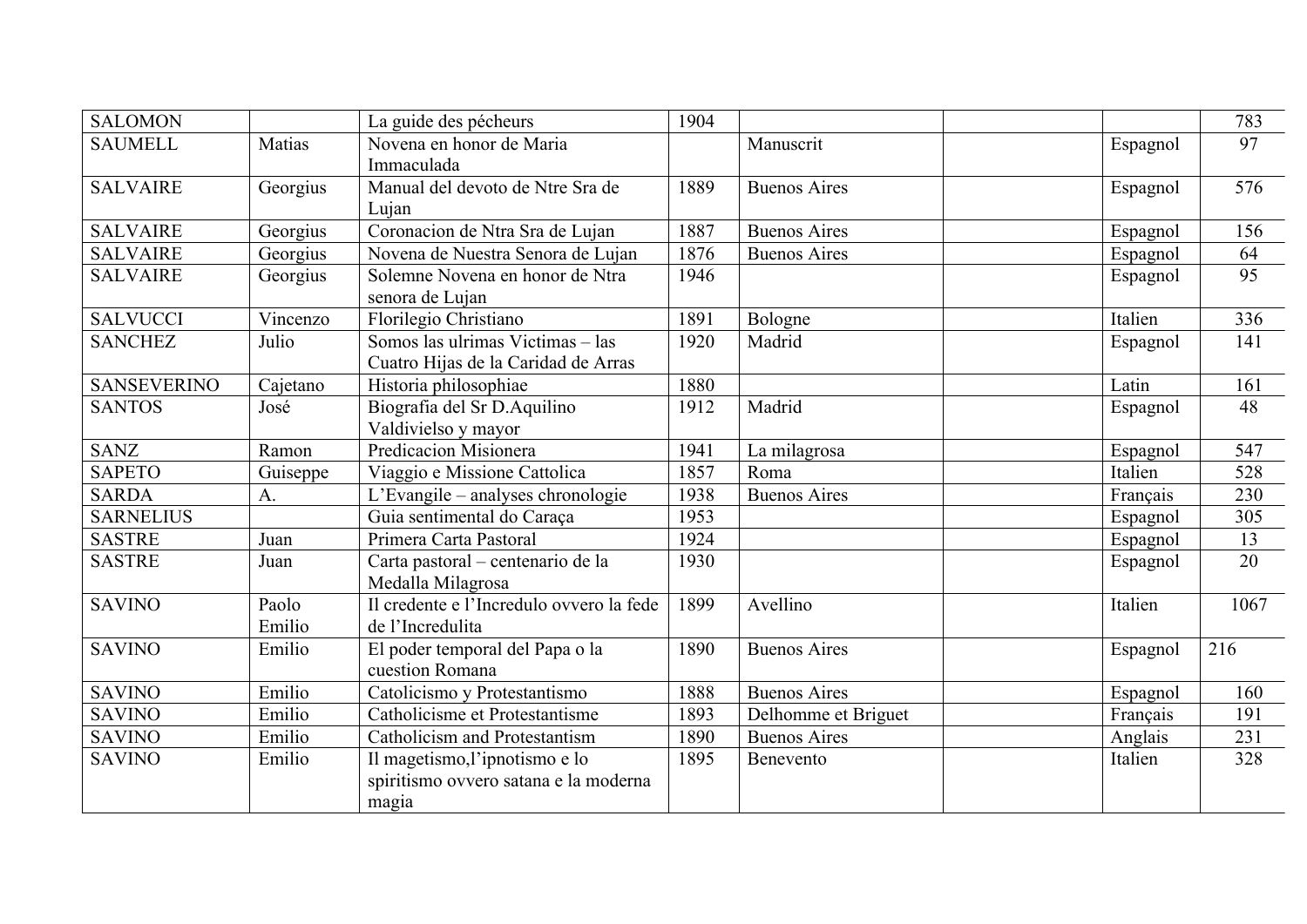| | | | | | | | |
|---|---|---|---|---|---|---|---|
| SALOMON | | La guide des pécheurs | 1904 | | | | 783 |
| SAUMELL | Matias | Novena en honor de Maria Immaculada | | Manuscrit | | Espagnol | 97 |
| SALVAIRE | Georgius | Manual del devoto de Ntre Sra de Lujan | 1889 | Buenos Aires | | Espagnol | 576 |
| SALVAIRE | Georgius | Coronacion de Ntra Sra de Lujan | 1887 | Buenos Aires | | Espagnol | 156 |
| SALVAIRE | Georgius | Novena de Nuestra Senora de Lujan | 1876 | Buenos Aires | | Espagnol | 64 |
| SALVAIRE | Georgius | Solemne Novena en honor de Ntra senora de Lujan | 1946 | | | Espagnol | 95 |
| SALVUCCI | Vincenzo | Florilegio Christiano | 1891 | Bologne | | Italien | 336 |
| SANCHEZ | Julio | Somos las ulrimas Victimas – las Cuatro Hijas de la Caridad de Arras | 1920 | Madrid | | Espagnol | 141 |
| SANSEVERINO | Cajetano | Historia philosophiae | 1880 | | | Latin | 161 |
| SANTOS | José | Biografia del Sr D.Aquilino Valdivielso y mayor | 1912 | Madrid | | Espagnol | 48 |
| SANZ | Ramon | Predicacion Misionera | 1941 | La milagrosa | | Espagnol | 547 |
| SAPETO | Guiseppe | Viaggio e Missione Cattolica | 1857 | Roma | | Italien | 528 |
| SARDA | A. | L'Evangile – analyses chronologie | 1938 | Buenos Aires | | Français | 230 |
| SARNELIUS | | Guia sentimental do Caraça | 1953 | | | Espagnol | 305 |
| SASTRE | Juan | Primera Carta Pastoral | 1924 | | | Espagnol | 13 |
| SASTRE | Juan | Carta pastoral – centenario de la Medalla Milagrosa | 1930 | | | Espagnol | 20 |
| SAVINO | Paolo Emilio | Il credente e l'Incredulo ovvero la fede de l'Incredulita | 1899 | Avellino | | Italien | 1067 |
| SAVINO | Emilio | El poder temporal del Papa o la cuestion Romana | 1890 | Buenos Aires | | Espagnol | 216 |
| SAVINO | Emilio | Catolicismo y Protestantismo | 1888 | Buenos Aires | | Espagnol | 160 |
| SAVINO | Emilio | Catholicisme et Protestantisme | 1893 | Delhomme et Briguet | | Français | 191 |
| SAVINO | Emilio | Catholicism and Protestantism | 1890 | Buenos Aires | | Anglais | 231 |
| SAVINO | Emilio | Il magetismo,l'ipnotismo e lo spiritismo ovvero satana e la moderna magia | 1895 | Benevento | | Italien | 328 |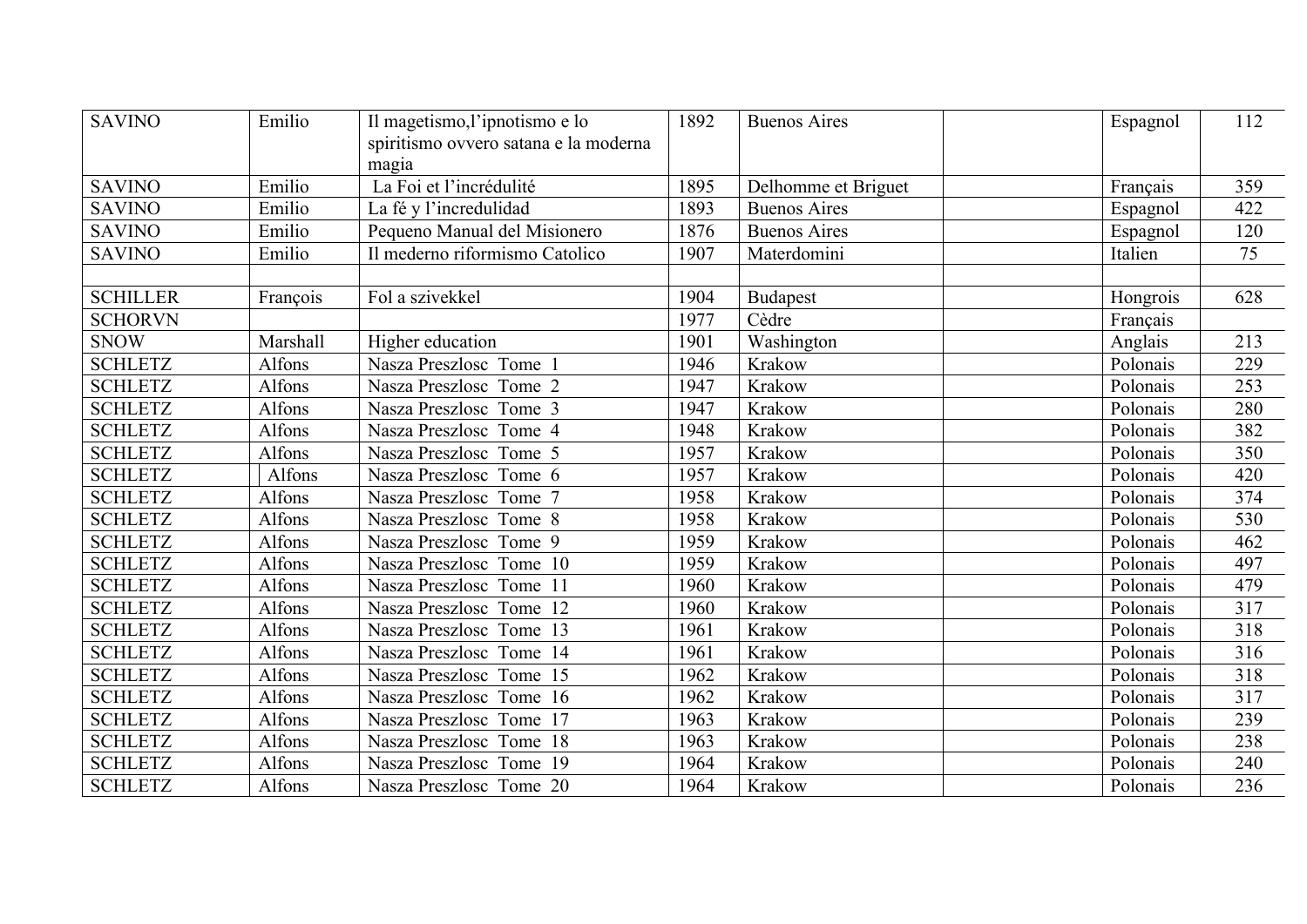| SAVINO | Emilio | Il magetismo,l’ipnotismo e lo spiritismo ovvero satana e la moderna magia | 1892 | Buenos Aires | | Espagnol | 112 |
|---|---|---|---|---|---|---|---|
| SAVINO | Emilio | La Foi et l’incrédulité | 1895 | Delhomme et Briguet | | Français | 359 |
| SAVINO | Emilio | La fé y l’incredulidad | 1893 | Buenos Aires | | Espagnol | 422 |
| SAVINO | Emilio | Pequeno Manual del Misionero | 1876 | Buenos Aires | | Espagnol | 120 |
| SAVINO | Emilio | Il mederno riformismo Catolico | 1907 | Materdomini | | Italien | 75 |
| | | | | | | | |
| SCHILLER | François | Fol a szivekkel | 1904 | Budapest | | Hongrois | 628 |
| SCHORVN | | | 1977 | Cèdre | | Français | |
| SNOW | Marshall | Higher education | 1901 | Washington | | Anglais | 213 |
| SCHLETZ | Alfons | Nasza Preszlosc Tome 1 | 1946 | Krakow | | Polonais | 229 |
| SCHLETZ | Alfons | Nasza Preszlosc Tome 2 | 1947 | Krakow | | Polonais | 253 |
| SCHLETZ | Alfons | Nasza Preszlosc Tome 3 | 1947 | Krakow | | Polonais | 280 |
| SCHLETZ | Alfons | Nasza Preszlosc Tome 4 | 1948 | Krakow | | Polonais | 382 |
| SCHLETZ | Alfons | Nasza Preszlosc Tome 5 | 1957 | Krakow | | Polonais | 350 |
| SCHLETZ | Alfons | Nasza Preszlosc Tome 6 | 1957 | Krakow | | Polonais | 420 |
| SCHLETZ | Alfons | Nasza Preszlosc Tome 7 | 1958 | Krakow | | Polonais | 374 |
| SCHLETZ | Alfons | Nasza Preszlosc Tome 8 | 1958 | Krakow | | Polonais | 530 |
| SCHLETZ | Alfons | Nasza Preszlosc Tome 9 | 1959 | Krakow | | Polonais | 462 |
| SCHLETZ | Alfons | Nasza Preszlosc Tome 10 | 1959 | Krakow | | Polonais | 497 |
| SCHLETZ | Alfons | Nasza Preszlosc Tome 11 | 1960 | Krakow | | Polonais | 479 |
| SCHLETZ | Alfons | Nasza Preszlosc Tome 12 | 1960 | Krakow | | Polonais | 317 |
| SCHLETZ | Alfons | Nasza Preszlosc Tome 13 | 1961 | Krakow | | Polonais | 318 |
| SCHLETZ | Alfons | Nasza Preszlosc Tome 14 | 1961 | Krakow | | Polonais | 316 |
| SCHLETZ | Alfons | Nasza Preszlosc Tome 15 | 1962 | Krakow | | Polonais | 318 |
| SCHLETZ | Alfons | Nasza Preszlosc Tome 16 | 1962 | Krakow | | Polonais | 317 |
| SCHLETZ | Alfons | Nasza Preszlosc Tome 17 | 1963 | Krakow | | Polonais | 239 |
| SCHLETZ | Alfons | Nasza Preszlosc Tome 18 | 1963 | Krakow | | Polonais | 238 |
| SCHLETZ | Alfons | Nasza Preszlosc Tome 19 | 1964 | Krakow | | Polonais | 240 |
| SCHLETZ | Alfons | Nasza Preszlosc Tome 20 | 1964 | Krakow | | Polonais | 236 |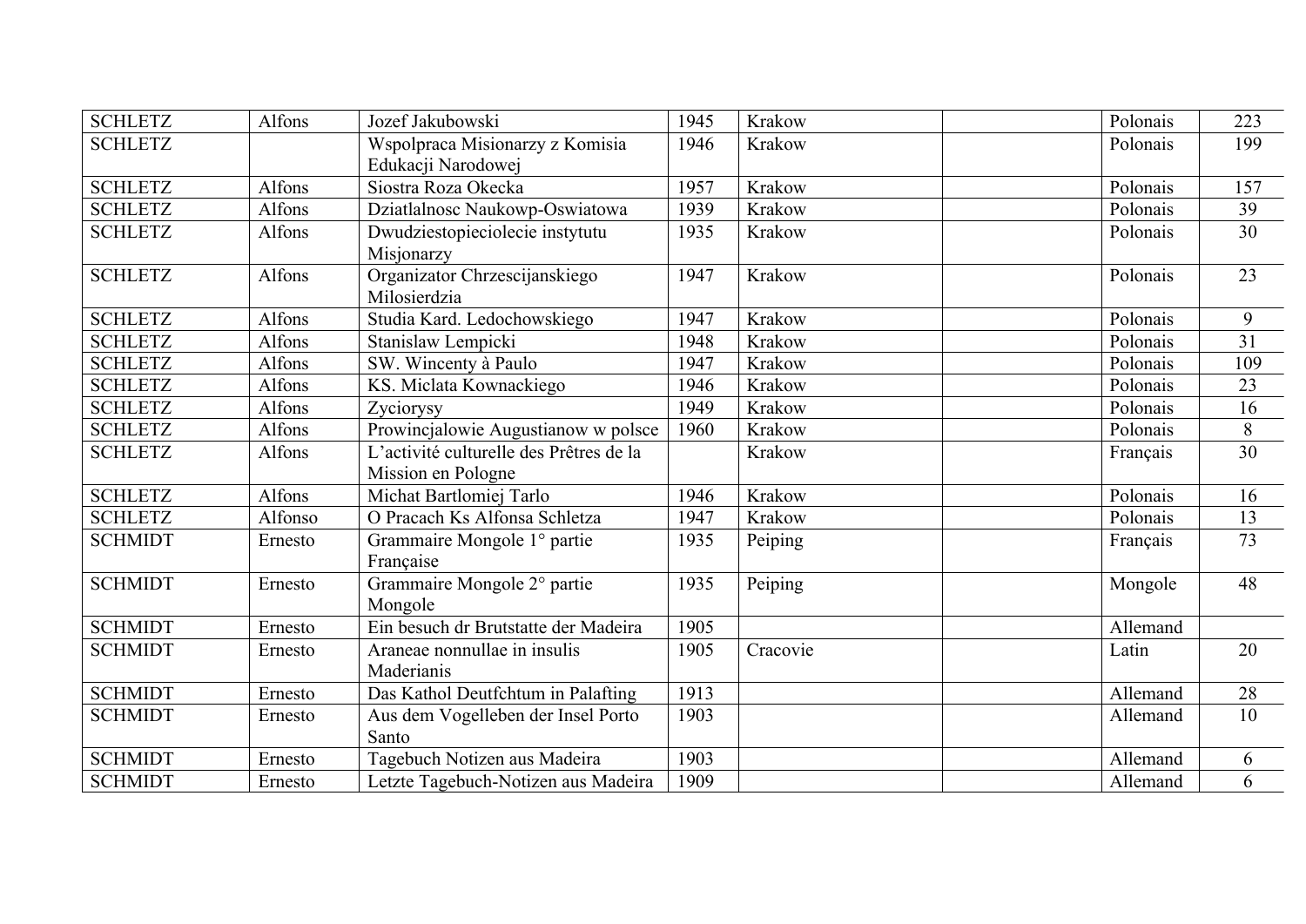| SCHLETZ | Alfons | Jozef Jakubowski | 1945 | Krakow | | Polonais | 223 |
|---|---|---|---|---|---|---|---|
| SCHLETZ | | Wspolpraca Misionarzy z Komisia Edukacji Narodowej | 1946 | Krakow | | Polonais | 199 |
| SCHLETZ | Alfons | Siostra Roza Okecka | 1957 | Krakow | | Polonais | 157 |
| SCHLETZ | Alfons | Dziatlalnosc Naukowp-Oswiatowa | 1939 | Krakow | | Polonais | 39 |
| SCHLETZ | Alfons | Dwudziestopieciolecie instytutu Misjonarzy | 1935 | Krakow | | Polonais | 30 |
| SCHLETZ | Alfons | Organizator Chrzescijanskiego Milosierdzia | 1947 | Krakow | | Polonais | 23 |
| SCHLETZ | Alfons | Studia Kard. Ledochowskiego | 1947 | Krakow | | Polonais | 9 |
| SCHLETZ | Alfons | Stanislaw Lempicki | 1948 | Krakow | | Polonais | 31 |
| SCHLETZ | Alfons | SW. Wincenty à Paulo | 1947 | Krakow | | Polonais | 109 |
| SCHLETZ | Alfons | KS. Miclata Kownackiego | 1946 | Krakow | | Polonais | 23 |
| SCHLETZ | Alfons | Zyciorysy | 1949 | Krakow | | Polonais | 16 |
| SCHLETZ | Alfons | Prowincjalowie Augustianow w polsce | 1960 | Krakow | | Polonais | 8 |
| SCHLETZ | Alfons | L'activité culturelle des Prêtres de la Mission en Pologne | | Krakow | | Français | 30 |
| SCHLETZ | Alfons | Michat Bartlomiej Tarlo | 1946 | Krakow | | Polonais | 16 |
| SCHLETZ | Alfonso | O Pracach Ks Alfonsa Schletza | 1947 | Krakow | | Polonais | 13 |
| SCHMIDT | Ernesto | Grammaire Mongole 1° partie Française | 1935 | Peiping | | Français | 73 |
| SCHMIDT | Ernesto | Grammaire Mongole 2° partie Mongole | 1935 | Peiping | | Mongole | 48 |
| SCHMIDT | Ernesto | Ein besuch dr Brutstatte der Madeira | 1905 | | | Allemand | |
| SCHMIDT | Ernesto | Araneae nonnullae in insulis Maderianis | 1905 | Cracovie | | Latin | 20 |
| SCHMIDT | Ernesto | Das Kathol Deutfchtum in Palafting | 1913 | | | Allemand | 28 |
| SCHMIDT | Ernesto | Aus dem Vogelleben der Insel Porto Santo | 1903 | | | Allemand | 10 |
| SCHMIDT | Ernesto | Tagebuch Notizen aus Madeira | 1903 | | | Allemand | 6 |
| SCHMIDT | Ernesto | Letzte Tagebuch-Notizen aus Madeira | 1909 | | | Allemand | 6 |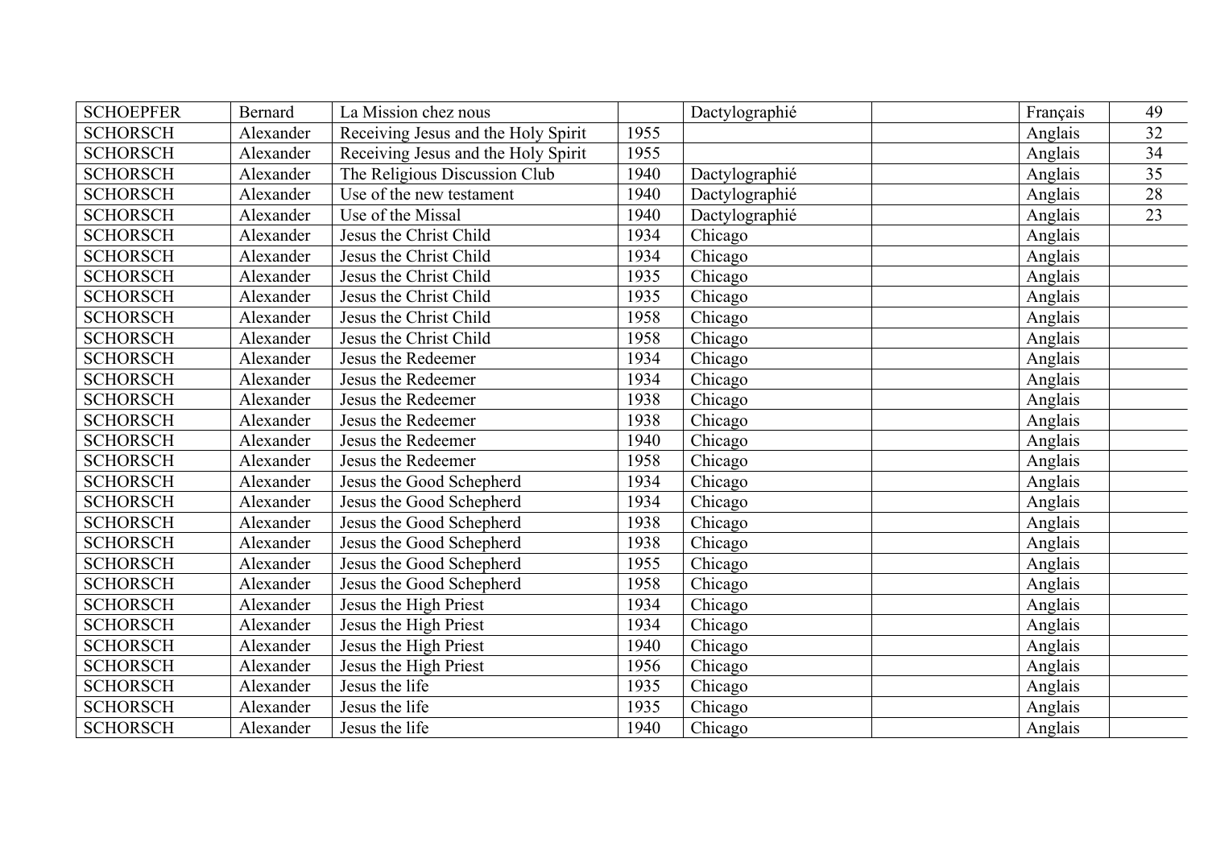| | | | | | | | |
|---|---|---|---|---|---|---|---|
| SCHOEPFER | Bernard | La Mission chez nous | | Dactylographié | | Français | 49 |
| SCHORSCH | Alexander | Receiving Jesus and the Holy Spirit | 1955 | | | Anglais | 32 |
| SCHORSCH | Alexander | Receiving Jesus and the Holy Spirit | 1955 | | | Anglais | 34 |
| SCHORSCH | Alexander | The Religious Discussion Club | 1940 | Dactylographié | | Anglais | 35 |
| SCHORSCH | Alexander | Use of the new testament | 1940 | Dactylographié | | Anglais | 28 |
| SCHORSCH | Alexander | Use of the Missal | 1940 | Dactylographié | | Anglais | 23 |
| SCHORSCH | Alexander | Jesus the Christ Child | 1934 | Chicago | | Anglais | |
| SCHORSCH | Alexander | Jesus the Christ Child | 1934 | Chicago | | Anglais | |
| SCHORSCH | Alexander | Jesus the Christ Child | 1935 | Chicago | | Anglais | |
| SCHORSCH | Alexander | Jesus the Christ Child | 1935 | Chicago | | Anglais | |
| SCHORSCH | Alexander | Jesus the Christ Child | 1958 | Chicago | | Anglais | |
| SCHORSCH | Alexander | Jesus the Christ Child | 1958 | Chicago | | Anglais | |
| SCHORSCH | Alexander | Jesus the Redeemer | 1934 | Chicago | | Anglais | |
| SCHORSCH | Alexander | Jesus the Redeemer | 1934 | Chicago | | Anglais | |
| SCHORSCH | Alexander | Jesus the Redeemer | 1938 | Chicago | | Anglais | |
| SCHORSCH | Alexander | Jesus the Redeemer | 1938 | Chicago | | Anglais | |
| SCHORSCH | Alexander | Jesus the Redeemer | 1940 | Chicago | | Anglais | |
| SCHORSCH | Alexander | Jesus the Redeemer | 1958 | Chicago | | Anglais | |
| SCHORSCH | Alexander | Jesus the Good Schepherd | 1934 | Chicago | | Anglais | |
| SCHORSCH | Alexander | Jesus the Good Schepherd | 1934 | Chicago | | Anglais | |
| SCHORSCH | Alexander | Jesus the Good Schepherd | 1938 | Chicago | | Anglais | |
| SCHORSCH | Alexander | Jesus the Good Schepherd | 1938 | Chicago | | Anglais | |
| SCHORSCH | Alexander | Jesus the Good Schepherd | 1955 | Chicago | | Anglais | |
| SCHORSCH | Alexander | Jesus the Good Schepherd | 1958 | Chicago | | Anglais | |
| SCHORSCH | Alexander | Jesus the High Priest | 1934 | Chicago | | Anglais | |
| SCHORSCH | Alexander | Jesus the High Priest | 1934 | Chicago | | Anglais | |
| SCHORSCH | Alexander | Jesus the High Priest | 1940 | Chicago | | Anglais | |
| SCHORSCH | Alexander | Jesus the High Priest | 1956 | Chicago | | Anglais | |
| SCHORSCH | Alexander | Jesus the life | 1935 | Chicago | | Anglais | |
| SCHORSCH | Alexander | Jesus the life | 1935 | Chicago | | Anglais | |
| SCHORSCH | Alexander | Jesus the life | 1940 | Chicago | | Anglais | |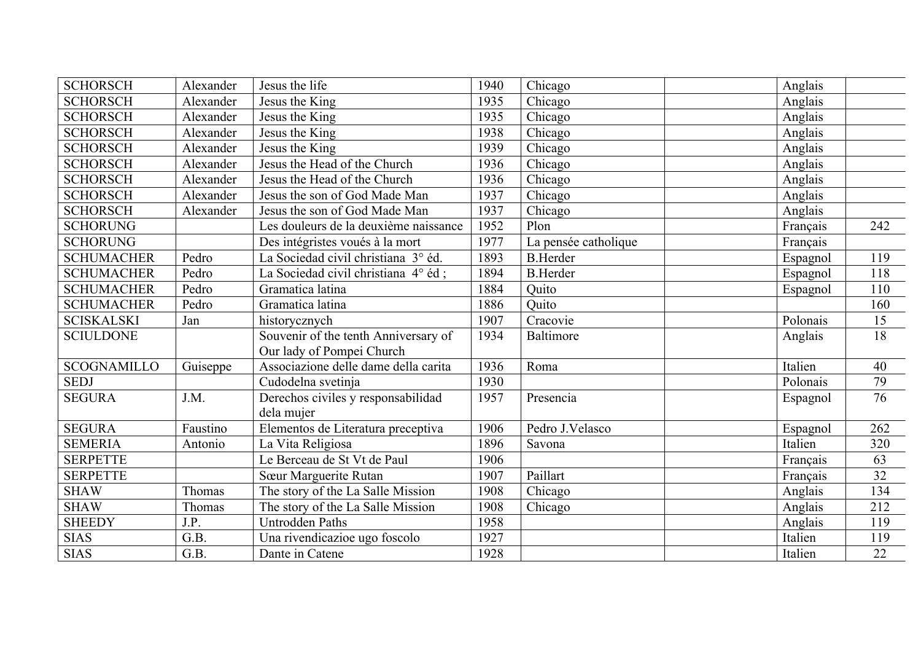| | | | | | | | |
|---|---|---|---|---|---|---|---|
| SCHORSCH | Alexander | Jesus the life | 1940 | Chicago | | Anglais | |
| SCHORSCH | Alexander | Jesus the King | 1935 | Chicago | | Anglais | |
| SCHORSCH | Alexander | Jesus the King | 1935 | Chicago | | Anglais | |
| SCHORSCH | Alexander | Jesus the King | 1938 | Chicago | | Anglais | |
| SCHORSCH | Alexander | Jesus the King | 1939 | Chicago | | Anglais | |
| SCHORSCH | Alexander | Jesus the Head of the Church | 1936 | Chicago | | Anglais | |
| SCHORSCH | Alexander | Jesus the Head of the Church | 1936 | Chicago | | Anglais | |
| SCHORSCH | Alexander | Jesus the son of God Made Man | 1937 | Chicago | | Anglais | |
| SCHORSCH | Alexander | Jesus the son of God Made Man | 1937 | Chicago | | Anglais | |
| SCHORUNG | | Les douleurs de la deuxième naissance | 1952 | Plon | | Français | 242 |
| SCHORUNG | | Des intégristes voués à la mort | 1977 | La pensée catholique | | Français | |
| SCHUMACHER | Pedro | La Sociedad civil christiana 3° éd. | 1893 | B.Herder | | Espagnol | 119 |
| SCHUMACHER | Pedro | La Sociedad civil christiana 4° éd ; | 1894 | B.Herder | | Espagnol | 118 |
| SCHUMACHER | Pedro | Gramatica latina | 1884 | Quito | | Espagnol | 110 |
| SCHUMACHER | Pedro | Gramatica latina | 1886 | Quito | | | 160 |
| SCISKALSKI | Jan | historycznych | 1907 | Cracovie | | Polonais | 15 |
| SCIULDONE | | Souvenir of the tenth Anniversary of Our lady of Pompei Church | 1934 | Baltimore | | Anglais | 18 |
| SCOGNAMILLO | Guiseppe | Associazione delle dame della carita | 1936 | Roma | | Italien | 40 |
| SEDJ | | Cudodelna svetinja | 1930 | | | Polonais | 79 |
| SEGURA | J.M. | Derechos civiles y responsabilidad dela mujer | 1957 | Presencia | | Espagnol | 76 |
| SEGURA | Faustino | Elementos de Literatura preceptiva | 1906 | Pedro J.Velasco | | Espagnol | 262 |
| SEMERIA | Antonio | La Vita Religiosa | 1896 | Savona | | Italien | 320 |
| SERPETTE | | Le Berceau de St Vt de Paul | 1906 | | | Français | 63 |
| SERPETTE | | Sœur Marguerite Rutan | 1907 | Paillart | | Français | 32 |
| SHAW | Thomas | The story of the La Salle Mission | 1908 | Chicago | | Anglais | 134 |
| SHAW | Thomas | The story of the La Salle Mission | 1908 | Chicago | | Anglais | 212 |
| SHEEDY | J.P. | Untrodden Paths | 1958 | | | Anglais | 119 |
| SIAS | G.B. | Una rivendicazioe ugo foscolo | 1927 | | | Italien | 119 |
| SIAS | G.B. | Dante in Catene | 1928 | | | Italien | 22 |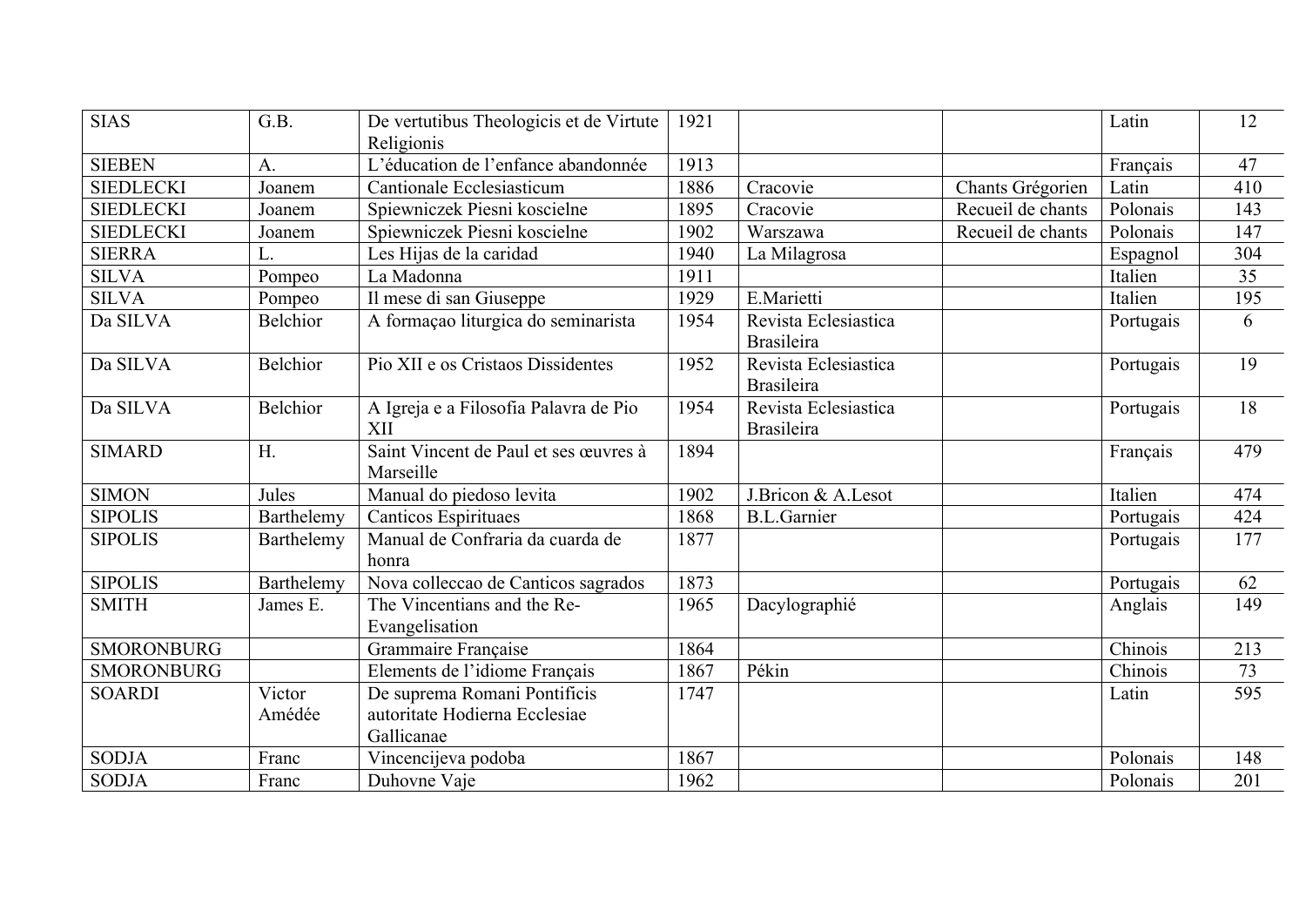| | | | | | | | |
|---|---|---|---|---|---|---|---|
| SIAS | G.B. | De vertutibus Theologicis et de Virtute Religionis | 1921 | | | Latin | 12 |
| SIEBEN | A. | L'éducation de l'enfance abandonnée | 1913 | | | Français | 47 |
| SIEDLECKI | Joanem | Cantionale Ecclesiasticum | 1886 | Cracovie | Chants Grégorien | Latin | 410 |
| SIEDLECKI | Joanem | Spiewniczek Piesni koscielne | 1895 | Cracovie | Recueil de chants | Polonais | 143 |
| SIEDLECKI | Joanem | Spiewniczek Piesni koscielne | 1902 | Warszawa | Recueil de chants | Polonais | 147 |
| SIERRA | L. | Les Hijas de la caridad | 1940 | La Milagrosa | | Espagnol | 304 |
| SILVA | Pompeo | La Madonna | 1911 | | | Italien | 35 |
| SILVA | Pompeo | Il mese di san Giuseppe | 1929 | E.Marietti | | Italien | 195 |
| Da SILVA | Belchior | A formaçao liturgica do seminarista | 1954 | Revista Eclesiastica Brasileira | | Portugais | 6 |
| Da SILVA | Belchior | Pio XII e os Cristaos Dissidentes | 1952 | Revista Eclesiastica Brasileira | | Portugais | 19 |
| Da SILVA | Belchior | A Igreja e a Filosofia Palavra de Pio XII | 1954 | Revista Eclesiastica Brasileira | | Portugais | 18 |
| SIMARD | H. | Saint Vincent de Paul et ses œuvres à Marseille | 1894 | | | Français | 479 |
| SIMON | Jules | Manual do piedoso levita | 1902 | J.Bricon & A.Lesot | | Italien | 474 |
| SIPOLIS | Barthelemy | Canticos Espirituaes | 1868 | B.L.Garnier | | Portugais | 424 |
| SIPOLIS | Barthelemy | Manual de Confraria da cuarda de honra | 1877 | | | Portugais | 177 |
| SIPOLIS | Barthelemy | Nova colleccao de Canticos sagrados | 1873 | | | Portugais | 62 |
| SMITH | James E. | The Vincentians and the Re-Evangelisation | 1965 | Dacylographié | | Anglais | 149 |
| SMORONBURG | | Grammaire Française | 1864 | | | Chinois | 213 |
| SMORONBURG | | Elements de l'idiome Français | 1867 | Pékin | | Chinois | 73 |
| SOARDI | Victor Amédée | De suprema Romani Pontificis autoritate Hodierna Ecclesiae Gallicanae | 1747 | | | Latin | 595 |
| SODJA | Franc | Vincencijeva podoba | 1867 | | | Polonais | 148 |
| SODJA | Franc | Duhovne Vaje | 1962 | | | Polonais | 201 |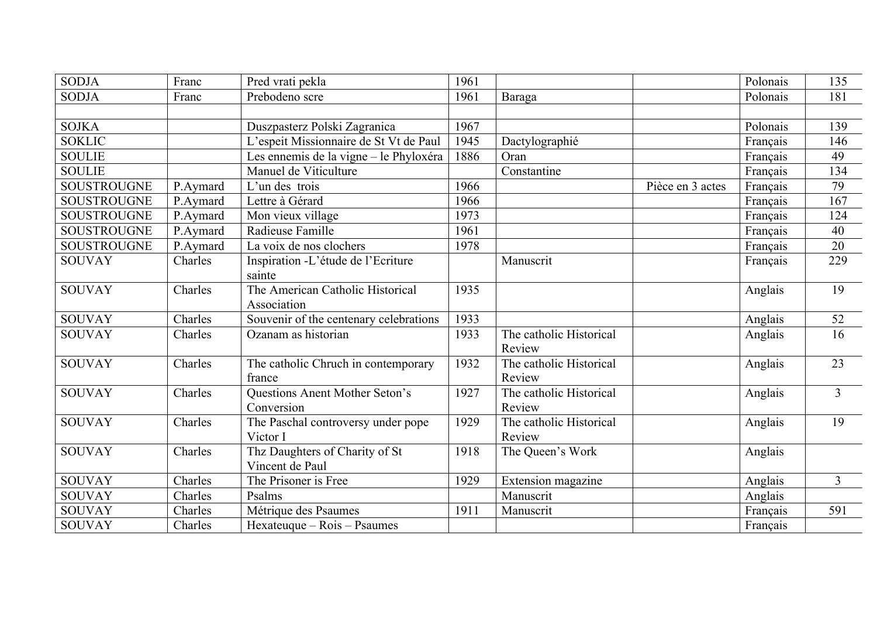| | | | | | | | |
|---|---|---|---|---|---|---|---|
| SODJA | Franc | Pred vrati pekla | 1961 | | | Polonais | 135 |
| SODJA | Franc | Prebodeno scre | 1961 | Baraga | | Polonais | 181 |
| | | | | | | | |
| SOJKA | | Duszpasterz Polski Zagranica | 1967 | | | Polonais | 139 |
| SOKLIC | | L'espeit Missionnaire de St Vt de Paul | 1945 | Dactylographié | | Français | 146 |
| SOULIE | | Les ennemis de la vigne – le Phyloxéra | 1886 | Oran | | Français | 49 |
| SOULIE | | Manuel de Viticulture | | Constantine | | Français | 134 |
| SOUSTROUGNE | P.Aymard | L'un des trois | 1966 | | Pièce en 3 actes | Français | 79 |
| SOUSTROUGNE | P.Aymard | Lettre à Gérard | 1966 | | | Français | 167 |
| SOUSTROUGNE | P.Aymard | Mon vieux village | 1973 | | | Français | 124 |
| SOUSTROUGNE | P.Aymard | Radieuse Famille | 1961 | | | Français | 40 |
| SOUSTROUGNE | P.Aymard | La voix de nos clochers | 1978 | | | Français | 20 |
| SOUVAY | Charles | Inspiration -L'étude de l'Ecriture sainte | | Manuscrit | | Français | 229 |
| SOUVAY | Charles | The American Catholic Historical Association | 1935 | | | Anglais | 19 |
| SOUVAY | Charles | Souvenir of the centenary celebrations | 1933 | | | Anglais | 52 |
| SOUVAY | Charles | Ozanam as historian | 1933 | The catholic Historical Review | | Anglais | 16 |
| SOUVAY | Charles | The catholic Chruch in contemporary france | 1932 | The catholic Historical Review | | Anglais | 23 |
| SOUVAY | Charles | Questions Anent Mother Seton's Conversion | 1927 | The catholic Historical Review | | Anglais | 3 |
| SOUVAY | Charles | The Paschal controversy under pope Victor I | 1929 | The catholic Historical Review | | Anglais | 19 |
| SOUVAY | Charles | Thz Daughters of Charity of St Vincent de Paul | 1918 | The Queen's Work | | Anglais | |
| SOUVAY | Charles | The Prisoner is Free | 1929 | Extension magazine | | Anglais | 3 |
| SOUVAY | Charles | Psalms | | Manuscrit | | Anglais | |
| SOUVAY | Charles | Métrique des Psaumes | 1911 | Manuscrit | | Français | 591 |
| SOUVAY | Charles | Hexateuque – Rois – Psaumes | | | | Français | |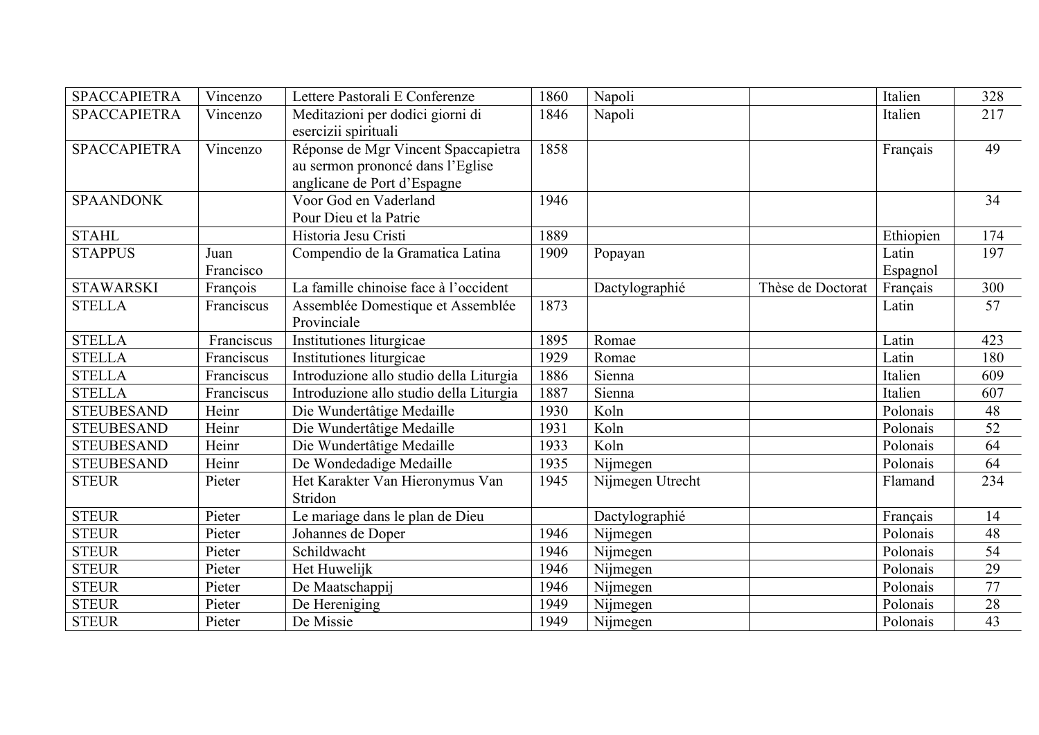| SPACCAPIETRA | Vincenzo | Lettere Pastorali E Conferenze | 1860 | Napoli | | Italien | 328 |
|---|---|---|---|---|---|---|---|
| SPACCAPIETRA | Vincenzo | Meditazioni per dodici giorni di esercizii spirituali | 1846 | Napoli | | Italien | 217 |
| SPACCAPIETRA | Vincenzo | Réponse de Mgr Vincent Spaccapietra au sermon prononcé dans l'Eglise anglicane de Port d'Espagne | 1858 | | | Français | 49 |
| SPAANDONK | | Voor God en Vaderland Pour Dieu et la Patrie | 1946 | | | | 34 |
| STAHL | | Historia Jesu Cristi | 1889 | | | Ethiopien | 174 |
| STAPPUS | Juan Francisco | Compendio de la Gramatica Latina | 1909 | Popayan | | Latin Espagnol | 197 |
| STAWARSKI | François | La famille chinoise face à l'occident | | Dactylographié | Thèse de Doctorat | Français | 300 |
| STELLA | Franciscus | Assemblée Domestique et Assemblée Provinciale | 1873 | | | Latin | 57 |
| STELLA | Franciscus | Institutiones liturgicae | 1895 | Romae | | Latin | 423 |
| STELLA | Franciscus | Institutiones liturgicae | 1929 | Romae | | Latin | 180 |
| STELLA | Franciscus | Introduzione allo studio della Liturgia | 1886 | Sienna | | Italien | 609 |
| STELLA | Franciscus | Introduzione allo studio della Liturgia | 1887 | Sienna | | Italien | 607 |
| STEUBESAND | Heinr | Die Wundertâtige Medaille | 1930 | Koln | | Polonais | 48 |
| STEUBESAND | Heinr | Die Wundertâtige Medaille | 1931 | Koln | | Polonais | 52 |
| STEUBESAND | Heinr | Die Wundertâtige Medaille | 1933 | Koln | | Polonais | 64 |
| STEUBESAND | Heinr | De Wondedadige Medaille | 1935 | Nijmegen | | Polonais | 64 |
| STEUR | Pieter | Het Karakter Van Hieronymus Van Stridon | 1945 | Nijmegen Utrecht | | Flamand | 234 |
| STEUR | Pieter | Le mariage dans le plan de Dieu | | Dactylographié | | Français | 14 |
| STEUR | Pieter | Johannes de Doper | 1946 | Nijmegen | | Polonais | 48 |
| STEUR | Pieter | Schildwacht | 1946 | Nijmegen | | Polonais | 54 |
| STEUR | Pieter | Het Huwelijk | 1946 | Nijmegen | | Polonais | 29 |
| STEUR | Pieter | De Maatschappij | 1946 | Nijmegen | | Polonais | 77 |
| STEUR | Pieter | De Hereniging | 1949 | Nijmegen | | Polonais | 28 |
| STEUR | Pieter | De Missie | 1949 | Nijmegen | | Polonais | 43 |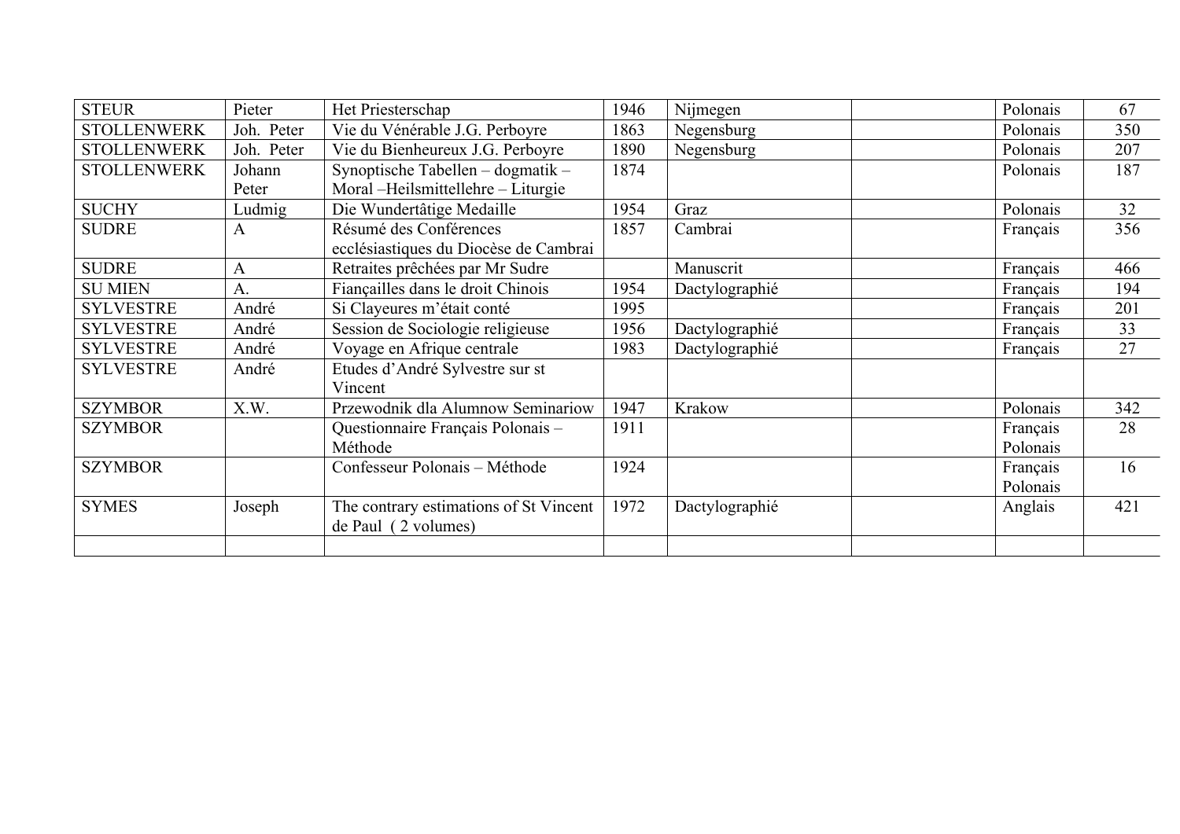| | | | | | | | |
|---|---|---|---|---|---|---|---|
| STEUR | Pieter | Het Priesterschap | 1946 | Nijmegen | | Polonais | 67 |
| STOLLENWERK | Joh. Peter | Vie du Vénérable J.G. Perboyre | 1863 | Negensburg | | Polonais | 350 |
| STOLLENWERK | Joh. Peter | Vie du Bienheureux J.G. Perboyre | 1890 | Negensburg | | Polonais | 207 |
| STOLLENWERK | Johann Peter | Synoptische Tabellen – dogmatik – Moral –Heilsmittellehre – Liturgie | 1874 | | | Polonais | 187 |
| SUCHY | Ludmig | Die Wundertâtige Medaille | 1954 | Graz | | Polonais | 32 |
| SUDRE | A | Résumé des Conférences ecclésiastiques du Diocèse de Cambrai | 1857 | Cambrai | | Français | 356 |
| SUDRE | A | Retraites prêchées par Mr Sudre | | Manuscrit | | Français | 466 |
| SU MIEN | A. | Fiançailles dans le droit Chinois | 1954 | Dactylographié | | Français | 194 |
| SYLVESTRE | André | Si Clayeures m'était conté | 1995 | | | Français | 201 |
| SYLVESTRE | André | Session de Sociologie religieuse | 1956 | Dactylographié | | Français | 33 |
| SYLVESTRE | André | Voyage en Afrique centrale | 1983 | Dactylographié | | Français | 27 |
| SYLVESTRE | André | Etudes d'André Sylvestre sur st Vincent | | | | | |
| SZYMBOR | X.W. | Przewodnik dla Alumnow Seminariow | 1947 | Krakow | | Polonais | 342 |
| SZYMBOR | | Questionnaire Français Polonais – Méthode | 1911 | | | Français Polonais | 28 |
| SZYMBOR | | Confesseur Polonais – Méthode | 1924 | | | Français Polonais | 16 |
| SYMES | Joseph | The contrary estimations of St Vincent de Paul ( 2 volumes) | 1972 | Dactylographié | | Anglais | 421 |
| | | | | | | | |